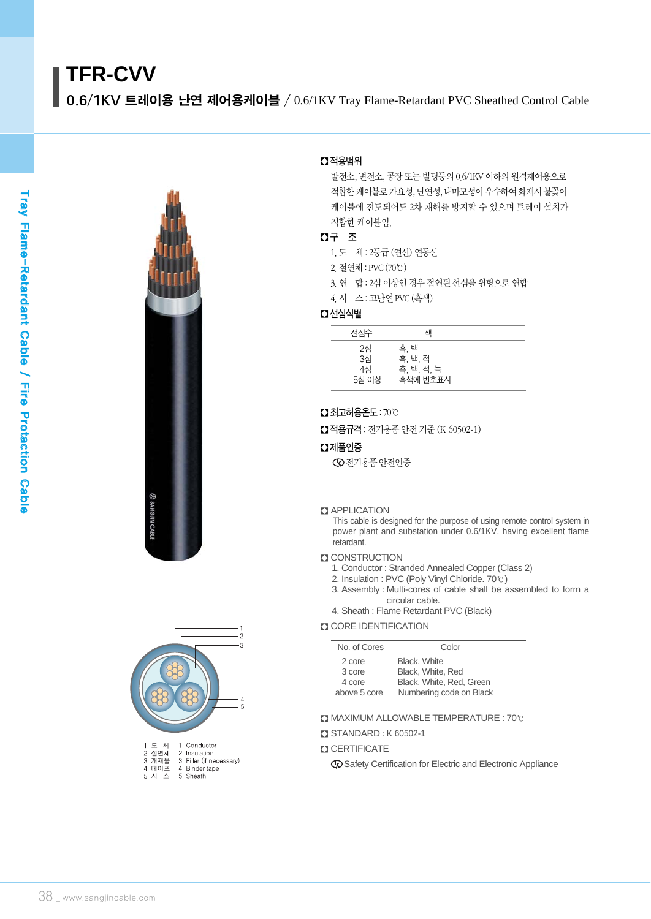# TFR-CVV

## 0.6/1KV 트레이용 난연 제어용케이블 / 0.6/1KV Tray Flame-Retardant PVC Sheathed Control Cable

### 적용범위

발전소, 변전소, 공장 또는 빌딩등의 0.6/1KV 이하의 원격제어용으로 적합한 케이블로 가요성, 난연성, 내마모성이 우수하여 화재시 불꽃이 케이블에 전도되어도 2차 재해를 방지할 수 있으며 트레이 설치가 적합한 케이블임.

### 구 조

1. 도 체 : 2등급 (연선) 연동선
2. 절연체 : PVC (70℃)
3. 연 합 : 2심 이상인 경우 절연된 선심을 원형으로 연합
4. 시 스 : 고난연 PVC (흑색)

### 선심식별

| 선심수 | 색 |
|---|---|
| 2심 | 흑, 백 |
| 3심 | 흑, 백, 적 |
| 4심 | 흑, 백, 적, 녹 |
| 5심 이상 | 흑색에 번호표시 |

### 최고허용온도 : 70℃

### 적용규격 : 전기용품 안전 기준 (K 60502-1)

### 제품인증

전기용품 안전인증

### APPLICATION

This cable is designed for the purpose of using remote control system in power plant and substation under 0.6/1KV. having excellent flame retardant.

### CONSTRUCTION

1. Conductor : Stranded Annealed Copper (Class 2)
2. Insulation : PVC (Poly Vinyl Chloride. 70℃)
3. Assembly : Multi-cores of cable shall be assembled to form a circular cable.
4. Sheath : Flame Retardant PVC (Black)

### CORE IDENTIFICATION

| No. of Cores | Color |
|---|---|
| 2 core | Black, White |
| 3 core | Black, White, Red |
| 4 core | Black, White, Red, Green |
| above 5 core | Numbering code on Black |

### MAXIMUM ALLOWABLE TEMPERATURE : 70℃

### STANDARD : K 60502-1

### CERTIFICATE

Safety Certification for Electric and Electronic Appliance

1. 도 체 — 1. Conductor
2. 절연체 — 2. Insulation
3. 개재물 — 3. Filler (if necessary)
4. 테이프 — 4. Binder tape
5. 시 스 — 5. Sheath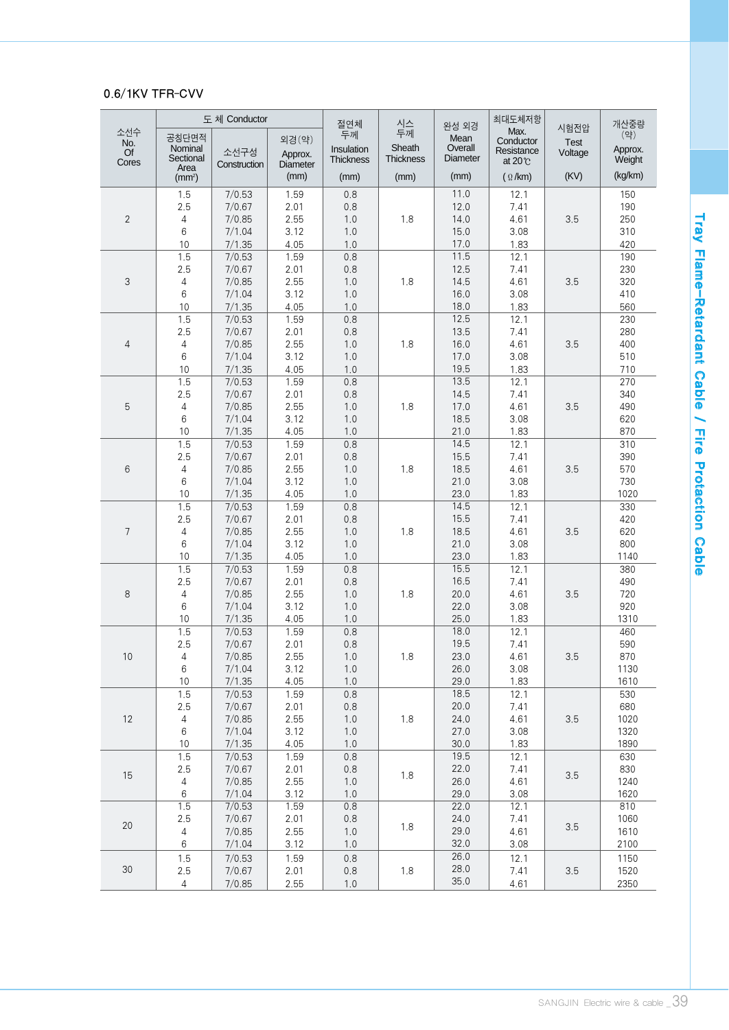0.6/1KV TFR-CVV

| 소선수 No. Of Cores | 도 체 Conductor | | | 절연체 두께 Insulation Thickness (mm) | 시스 두께 Sheath Thickness (mm) | 완성 외경 Mean Overall Diameter (mm) | 최대도체저항 Max. Conductor Resistance at 20℃ (Ω/km) | 시험전압 Test Voltage (KV) | 개산중량 (약) Approx. Weight (kg/km) |
|---|---|---|---|---|---|---|---|---|---|
| | 공칭단면적 Nominal Sectional Area (mm²) | 소선구성 Construction | 외경(약) Approx. Diameter (mm) | | | | | | |
| 2 | 1.5 | 7/0.53 | 1.59 | 0.8 | 1.8 | 11.0 | 12.1 | 3.5 | 150 |
| | 2.5 | 7/0.67 | 2.01 | 0.8 | | 12.0 | 7.41 | | 190 |
| | 4 | 7/0.85 | 2.55 | 1.0 | | 14.0 | 4.61 | | 250 |
| | 6 | 7/1.04 | 3.12 | 1.0 | | 15.0 | 3.08 | | 310 |
| | 10 | 7/1.35 | 4.05 | 1.0 | | 17.0 | 1.83 | | 420 |
| 3 | 1.5 | 7/0.53 | 1.59 | 0.8 | 1.8 | 11.5 | 12.1 | 3.5 | 190 |
| | 2.5 | 7/0.67 | 2.01 | 0.8 | | 12.5 | 7.41 | | 230 |
| | 4 | 7/0.85 | 2.55 | 1.0 | | 14.5 | 4.61 | | 320 |
| | 6 | 7/1.04 | 3.12 | 1.0 | | 16.0 | 3.08 | | 410 |
| | 10 | 7/1.35 | 4.05 | 1.0 | | 18.0 | 1.83 | | 560 |
| 4 | 1.5 | 7/0.53 | 1.59 | 0.8 | 1.8 | 12.5 | 12.1 | 3.5 | 230 |
| | 2.5 | 7/0.67 | 2.01 | 0.8 | | 13.5 | 7.41 | | 280 |
| | 4 | 7/0.85 | 2.55 | 1.0 | | 16.0 | 4.61 | | 400 |
| | 6 | 7/1.04 | 3.12 | 1.0 | | 17.0 | 3.08 | | 510 |
| | 10 | 7/1.35 | 4.05 | 1.0 | | 19.5 | 1.83 | | 710 |
| 5 | 1.5 | 7/0.53 | 1.59 | 0.8 | 1.8 | 13.5 | 12.1 | 3.5 | 270 |
| | 2.5 | 7/0.67 | 2.01 | 0.8 | | 14.5 | 7.41 | | 340 |
| | 4 | 7/0.85 | 2.55 | 1.0 | | 17.0 | 4.61 | | 490 |
| | 6 | 7/1.04 | 3.12 | 1.0 | | 18.5 | 3.08 | | 620 |
| | 10 | 7/1.35 | 4.05 | 1.0 | | 21.0 | 1.83 | | 870 |
| 6 | 1.5 | 7/0.53 | 1.59 | 0.8 | 1.8 | 14.5 | 12.1 | 3.5 | 310 |
| | 2.5 | 7/0.67 | 2.01 | 0.8 | | 15.5 | 7.41 | | 390 |
| | 4 | 7/0.85 | 2.55 | 1.0 | | 18.5 | 4.61 | | 570 |
| | 6 | 7/1.04 | 3.12 | 1.0 | | 21.0 | 3.08 | | 730 |
| | 10 | 7/1.35 | 4.05 | 1.0 | | 23.0 | 1.83 | | 1020 |
| 7 | 1.5 | 7/0.53 | 1.59 | 0.8 | 1.8 | 14.5 | 12.1 | 3.5 | 330 |
| | 2.5 | 7/0.67 | 2.01 | 0.8 | | 15.5 | 7.41 | | 420 |
| | 4 | 7/0.85 | 2.55 | 1.0 | | 18.5 | 4.61 | | 620 |
| | 6 | 7/1.04 | 3.12 | 1.0 | | 21.0 | 3.08 | | 800 |
| | 10 | 7/1.35 | 4.05 | 1.0 | | 23.0 | 1.83 | | 1140 |
| 8 | 1.5 | 7/0.53 | 1.59 | 0.8 | 1.8 | 15.5 | 12.1 | 3.5 | 380 |
| | 2.5 | 7/0.67 | 2.01 | 0.8 | | 16.5 | 7.41 | | 490 |
| | 4 | 7/0.85 | 2.55 | 1.0 | | 20.0 | 4.61 | | 720 |
| | 6 | 7/1.04 | 3.12 | 1.0 | | 22.0 | 3.08 | | 920 |
| | 10 | 7/1.35 | 4.05 | 1.0 | | 25.0 | 1.83 | | 1310 |
| 10 | 1.5 | 7/0.53 | 1.59 | 0.8 | 1.8 | 18.0 | 12.1 | 3.5 | 460 |
| | 2.5 | 7/0.67 | 2.01 | 0.8 | | 19.5 | 7.41 | | 590 |
| | 4 | 7/0.85 | 2.55 | 1.0 | | 23.0 | 4.61 | | 870 |
| | 6 | 7/1.04 | 3.12 | 1.0 | | 26.0 | 3.08 | | 1130 |
| | 10 | 7/1.35 | 4.05 | 1.0 | | 29.0 | 1.83 | | 1610 |
| 12 | 1.5 | 7/0.53 | 1.59 | 0.8 | 1.8 | 18.5 | 12.1 | 3.5 | 530 |
| | 2.5 | 7/0.67 | 2.01 | 0.8 | | 20.0 | 7.41 | | 680 |
| | 4 | 7/0.85 | 2.55 | 1.0 | | 24.0 | 4.61 | | 1020 |
| | 6 | 7/1.04 | 3.12 | 1.0 | | 27.0 | 3.08 | | 1320 |
| | 10 | 7/1.35 | 4.05 | 1.0 | | 30.0 | 1.83 | | 1890 |
| 15 | 1.5 | 7/0.53 | 1.59 | 0.8 | 1.8 | 19.5 | 12.1 | 3.5 | 630 |
| | 2.5 | 7/0.67 | 2.01 | 0.8 | | 22.0 | 7.41 | | 830 |
| | 4 | 7/0.85 | 2.55 | 1.0 | | 26.0 | 4.61 | | 1240 |
| | 6 | 7/1.04 | 3.12 | 1.0 | | 29.0 | 3.08 | | 1620 |
| 20 | 1.5 | 7/0.53 | 1.59 | 0.8 | 1.8 | 22.0 | 12.1 | 3.5 | 810 |
| | 2.5 | 7/0.67 | 2.01 | 0.8 | | 24.0 | 7.41 | | 1060 |
| | 4 | 7/0.85 | 2.55 | 1.0 | | 29.0 | 4.61 | | 1610 |
| | 6 | 7/1.04 | 3.12 | 1.0 | | 32.0 | 3.08 | | 2100 |
| 30 | 1.5 | 7/0.53 | 1.59 | 0.8 | 1.8 | 26.0 | 12.1 | 3.5 | 1150 |
| | 2.5 | 7/0.67 | 2.01 | 0.8 | | 28.0 | 7.41 | | 1520 |
| | 4 | 7/0.85 | 2.55 | 1.0 | | 35.0 | 4.61 | | 2350 |

Tray Flame-Retardant Cable / Fire Protaction Cable